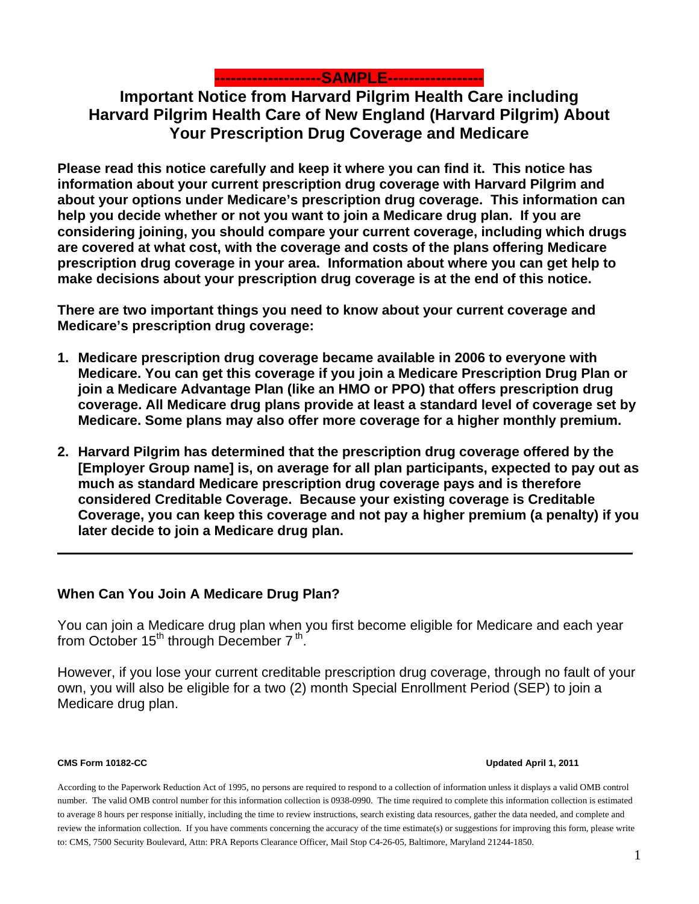**-------------------SAMPLE-----------------**

# Important Notice from Harvard Pilgrim Health Care including Harvard Pilgrim Health Care of New England (Harvard Pilgrim) About Your Prescription Drug Coverage and Medicare

**Please read this notice carefully and keep it where you can find it. This notice has information about your current prescription drug coverage with Harvard Pilgrim and about your options under Medicare's prescription drug coverage. This information can help you decide whether or not you want to join a Medicare drug plan. If you are considering joining, you should compare your current coverage, including which drugs are covered at what cost, with the coverage and costs of the plans offering Medicare prescription drug coverage in your area. Information about where you can get help to make decisions about your prescription drug coverage is at the end of this notice.**

**There are two important things you need to know about your current coverage and Medicare's prescription drug coverage:**

1. **Medicare prescription drug coverage became available in 2006 to everyone with Medicare. You can get this coverage if you join a Medicare Prescription Drug Plan or join a Medicare Advantage Plan (like an HMO or PPO) that offers prescription drug coverage. All Medicare drug plans provide at least a standard level of coverage set by Medicare. Some plans may also offer more coverage for a higher monthly premium.**

2. **Harvard Pilgrim has determined that the prescription drug coverage offered by the [Employer Group name] is, on average for all plan participants, expected to pay out as much as standard Medicare prescription drug coverage pays and is therefore considered Creditable Coverage. Because your existing coverage is Creditable Coverage, you can keep this coverage and not pay a higher premium (a penalty) if you later decide to join a Medicare drug plan.**

---

## When Can You Join A Medicare Drug Plan?

You can join a Medicare drug plan when you first become eligible for Medicare and each year from October 15th through December 7th.

However, if you lose your current creditable prescription drug coverage, through no fault of your own, you will also be eligible for a two (2) month Special Enrollment Period (SEP) to join a Medicare drug plan.

**CMS Form 10182-CC** **Updated April 1, 2011**

According to the Paperwork Reduction Act of 1995, no persons are required to respond to a collection of information unless it displays a valid OMB control number. The valid OMB control number for this information collection is 0938-0990. The time required to complete this information collection is estimated to average 8 hours per response initially, including the time to review instructions, search existing data resources, gather the data needed, and complete and review the information collection. If you have comments concerning the accuracy of the time estimate(s) or suggestions for improving this form, please write to: CMS, 7500 Security Boulevard, Attn: PRA Reports Clearance Officer, Mail Stop C4-26-05, Baltimore, Maryland 21244-1850.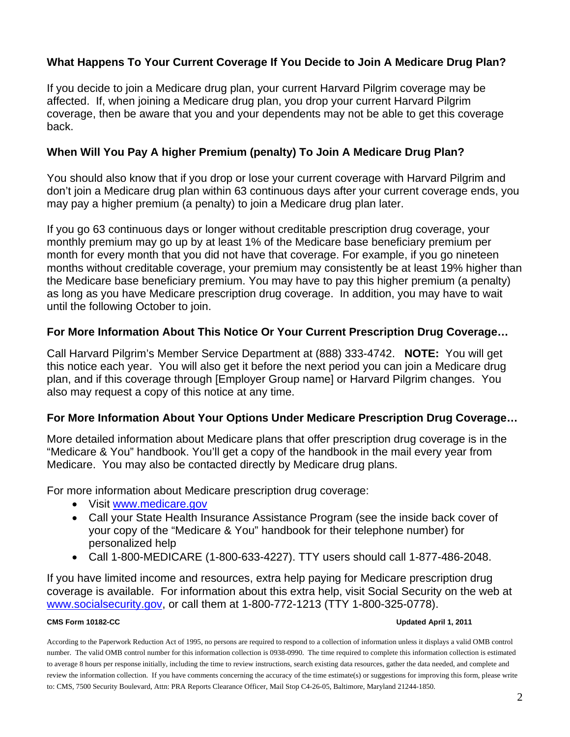### What Happens To Your Current Coverage If You Decide to Join A Medicare Drug Plan?

If you decide to join a Medicare drug plan, your current Harvard Pilgrim coverage may be affected. If, when joining a Medicare drug plan, you drop your current Harvard Pilgrim coverage, then be aware that you and your dependents may not be able to get this coverage back.

### When Will You Pay A higher Premium (penalty) To Join A Medicare Drug Plan?

You should also know that if you drop or lose your current coverage with Harvard Pilgrim and don't join a Medicare drug plan within 63 continuous days after your current coverage ends, you may pay a higher premium (a penalty) to join a Medicare drug plan later.

If you go 63 continuous days or longer without creditable prescription drug coverage, your monthly premium may go up by at least 1% of the Medicare base beneficiary premium per month for every month that you did not have that coverage. For example, if you go nineteen months without creditable coverage, your premium may consistently be at least 19% higher than the Medicare base beneficiary premium. You may have to pay this higher premium (a penalty) as long as you have Medicare prescription drug coverage. In addition, you may have to wait until the following October to join.

### For More Information About This Notice Or Your Current Prescription Drug Coverage…

Call Harvard Pilgrim's Member Service Department at (888) 333-4742. **NOTE:** You will get this notice each year. You will also get it before the next period you can join a Medicare drug plan, and if this coverage through [Employer Group name] or Harvard Pilgrim changes. You also may request a copy of this notice at any time.

### For More Information About Your Options Under Medicare Prescription Drug Coverage…

More detailed information about Medicare plans that offer prescription drug coverage is in the "Medicare & You" handbook. You'll get a copy of the handbook in the mail every year from Medicare. You may also be contacted directly by Medicare drug plans.

For more information about Medicare prescription drug coverage:

- Visit www.medicare.gov
- Call your State Health Insurance Assistance Program (see the inside back cover of your copy of the "Medicare & You" handbook for their telephone number) for personalized help
- Call 1-800-MEDICARE (1-800-633-4227). TTY users should call 1-877-486-2048.

If you have limited income and resources, extra help paying for Medicare prescription drug coverage is available. For information about this extra help, visit Social Security on the web at www.socialsecurity.gov, or call them at 1-800-772-1213 (TTY 1-800-325-0778).

**CMS Form 10182-CC** **Updated April 1, 2011**

According to the Paperwork Reduction Act of 1995, no persons are required to respond to a collection of information unless it displays a valid OMB control number. The valid OMB control number for this information collection is 0938-0990. The time required to complete this information collection is estimated to average 8 hours per response initially, including the time to review instructions, search existing data resources, gather the data needed, and complete and review the information collection. If you have comments concerning the accuracy of the time estimate(s) or suggestions for improving this form, please write to: CMS, 7500 Security Boulevard, Attn: PRA Reports Clearance Officer, Mail Stop C4-26-05, Baltimore, Maryland 21244-1850.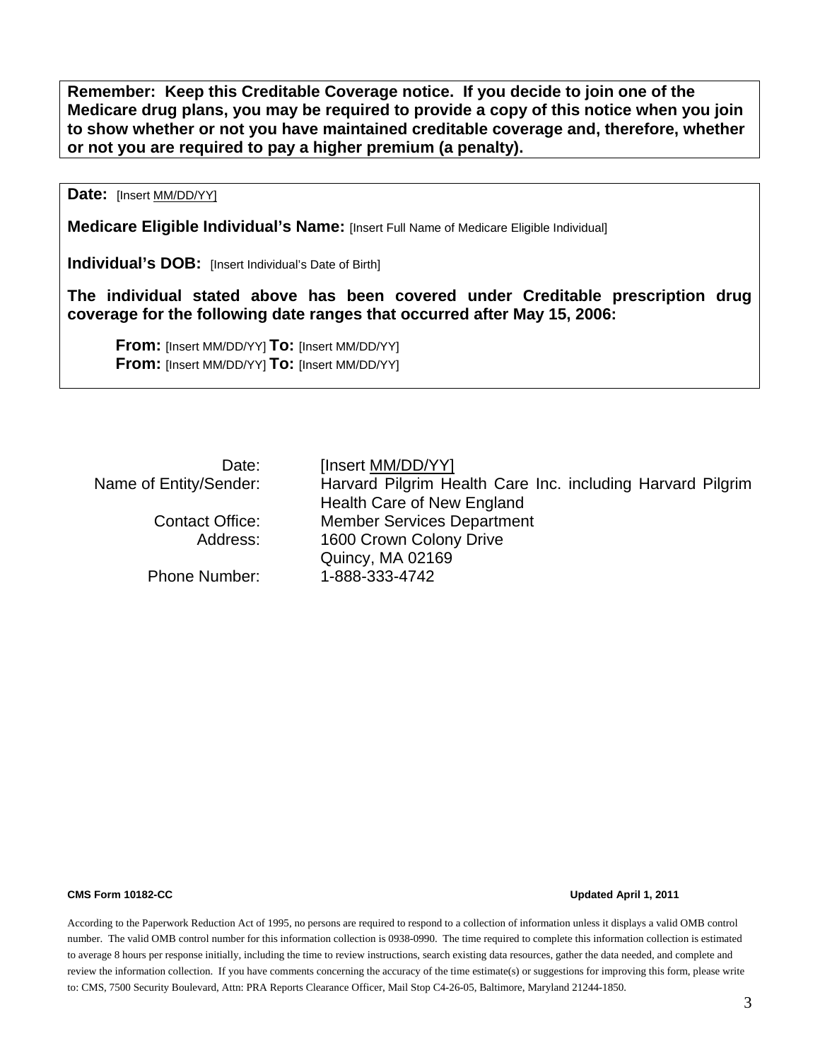**Remember: Keep this Creditable Coverage notice. If you decide to join one of the Medicare drug plans, you may be required to provide a copy of this notice when you join to show whether or not you have maintained creditable coverage and, therefore, whether or not you are required to pay a higher premium (a penalty).**

**Date:** [Insert MM/DD/YY]

**Medicare Eligible Individual's Name:** [Insert Full Name of Medicare Eligible Individual]

**Individual's DOB:** [Insert Individual's Date of Birth]

**The individual stated above has been covered under Creditable prescription drug coverage for the following date ranges that occurred after May 15, 2006:**

**From:** [Insert MM/DD/YY] **To:** [Insert MM/DD/YY]
**From:** [Insert MM/DD/YY] **To:** [Insert MM/DD/YY]

| | |
|---|---|
| Date: | [Insert MM/DD/YY] |
| Name of Entity/Sender: | Harvard Pilgrim Health Care Inc. including Harvard Pilgrim Health Care of New England |
| Contact Office: | Member Services Department |
| Address: | 1600 Crown Colony Drive<br>Quincy, MA 02169 |
| Phone Number: | 1-888-333-4742 |

**CMS Form 10182-CC** **Updated April 1, 2011**

According to the Paperwork Reduction Act of 1995, no persons are required to respond to a collection of information unless it displays a valid OMB control number. The valid OMB control number for this information collection is 0938-0990. The time required to complete this information collection is estimated to average 8 hours per response initially, including the time to review instructions, search existing data resources, gather the data needed, and complete and review the information collection. If you have comments concerning the accuracy of the time estimate(s) or suggestions for improving this form, please write to: CMS, 7500 Security Boulevard, Attn: PRA Reports Clearance Officer, Mail Stop C4-26-05, Baltimore, Maryland 21244-1850.